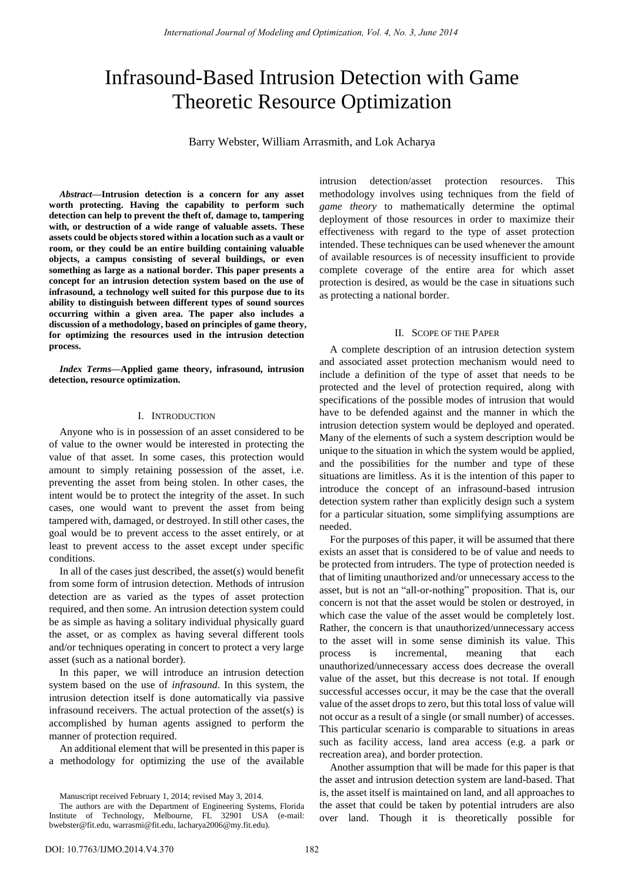# Infrasound-Based Intrusion Detection with Game Theoretic Resource Optimization

Barry Webster, William Arrasmith, and Lok Acharya

***Abstract*—Intrusion detection is a concern for any asset worth protecting. Having the capability to perform such detection can help to prevent the theft of, damage to, tampering with, or destruction of a wide range of valuable assets. These assets could be objects stored within a location such as a vault or room, or they could be an entire building containing valuable objects, a campus consisting of several buildings, or even something as large as a national border. This paper presents a concept for an intrusion detection system based on the use of infrasound, a technology well suited for this purpose due to its ability to distinguish between different types of sound sources occurring within a given area. The paper also includes a discussion of a methodology, based on principles of game theory, for optimizing the resources used in the intrusion detection process.**

***Index Terms*—Applied game theory, infrasound, intrusion detection, resource optimization.**

## I. Introduction

Anyone who is in possession of an asset considered to be of value to the owner would be interested in protecting the value of that asset. In some cases, this protection would amount to simply retaining possession of the asset, i.e. preventing the asset from being stolen. In other cases, the intent would be to protect the integrity of the asset. In such cases, one would want to prevent the asset from being tampered with, damaged, or destroyed. In still other cases, the goal would be to prevent access to the asset entirely, or at least to prevent access to the asset except under specific conditions.

In all of the cases just described, the asset(*s*) would benefit from some form of intrusion detection. Methods of intrusion detection are as varied as the types of asset protection required, and then some. An intrusion detection system could be as simple as having a solitary individual physically guard the asset, or as complex as having several different tools and/or techniques operating in concert to protect a very large asset (such as a national border).

In this paper, we will introduce an intrusion detection system based on the use of *infrasound*. In this system, the intrusion detection itself is done automatically via passive infrasound receivers. The actual protection of the asset(s) is accomplished by human agents assigned to perform the manner of protection required.

An additional element that will be presented in this paper is a methodology for optimizing the use of the available intrusion detection/asset protection resources. This methodology involves using techniques from the field of *game theory* to mathematically determine the optimal deployment of those resources in order to maximize their effectiveness with regard to the type of asset protection intended. These techniques can be used whenever the amount of available resources is of necessity insufficient to provide complete coverage of the entire area for which asset protection is desired, as would be the case in situations such as protecting a national border.

## II. Scope of the Paper

A complete description of an intrusion detection system and associated asset protection mechanism would need to include a definition of the type of asset that needs to be protected and the level of protection required, along with specifications of the possible modes of intrusion that would have to be defended against and the manner in which the intrusion detection system would be deployed and operated. Many of the elements of such a system description would be unique to the situation in which the system would be applied, and the possibilities for the number and type of these situations are limitless. As it is the intention of this paper to introduce the concept of an infrasound-based intrusion detection system rather than explicitly design such a system for a particular situation, some simplifying assumptions are needed.

For the purposes of this paper, it will be assumed that there exists an asset that is considered to be of value and needs to be protected from intruders. The type of protection needed is that of limiting unauthorized and/or unnecessary access to the asset, but is not an "all-or-nothing" proposition. That is, our concern is not that the asset would be stolen or destroyed, in which case the value of the asset would be completely lost. Rather, the concern is that unauthorized/unnecessary access to the asset will in some sense diminish its value. This process is incremental, meaning that each unauthorized/unnecessary access does decrease the overall value of the asset, but this decrease is not total. If enough successful accesses occur, it may be the case that the overall value of the asset drops to zero, but this total loss of value will not occur as a result of a single (or small number) of accesses. This particular scenario is comparable to situations in areas such as facility access, land area access (e.g. a park or recreation area), and border protection.

Another assumption that will be made for this paper is that the asset and intrusion detection system are land-based. That is, the asset itself is maintained on land, and all approaches to the asset that could be taken by potential intruders are also over land. Though it is theoretically possible for

Manuscript received February 1, 2014; revised May 3, 2014.

The authors are with the Department of Engineering Systems, Florida Institute of Technology, Melbourne, FL 32901 USA (e-mail: bwebster@fit.edu, warrasmi@fit.edu, lacharya2006@my.fit.edu).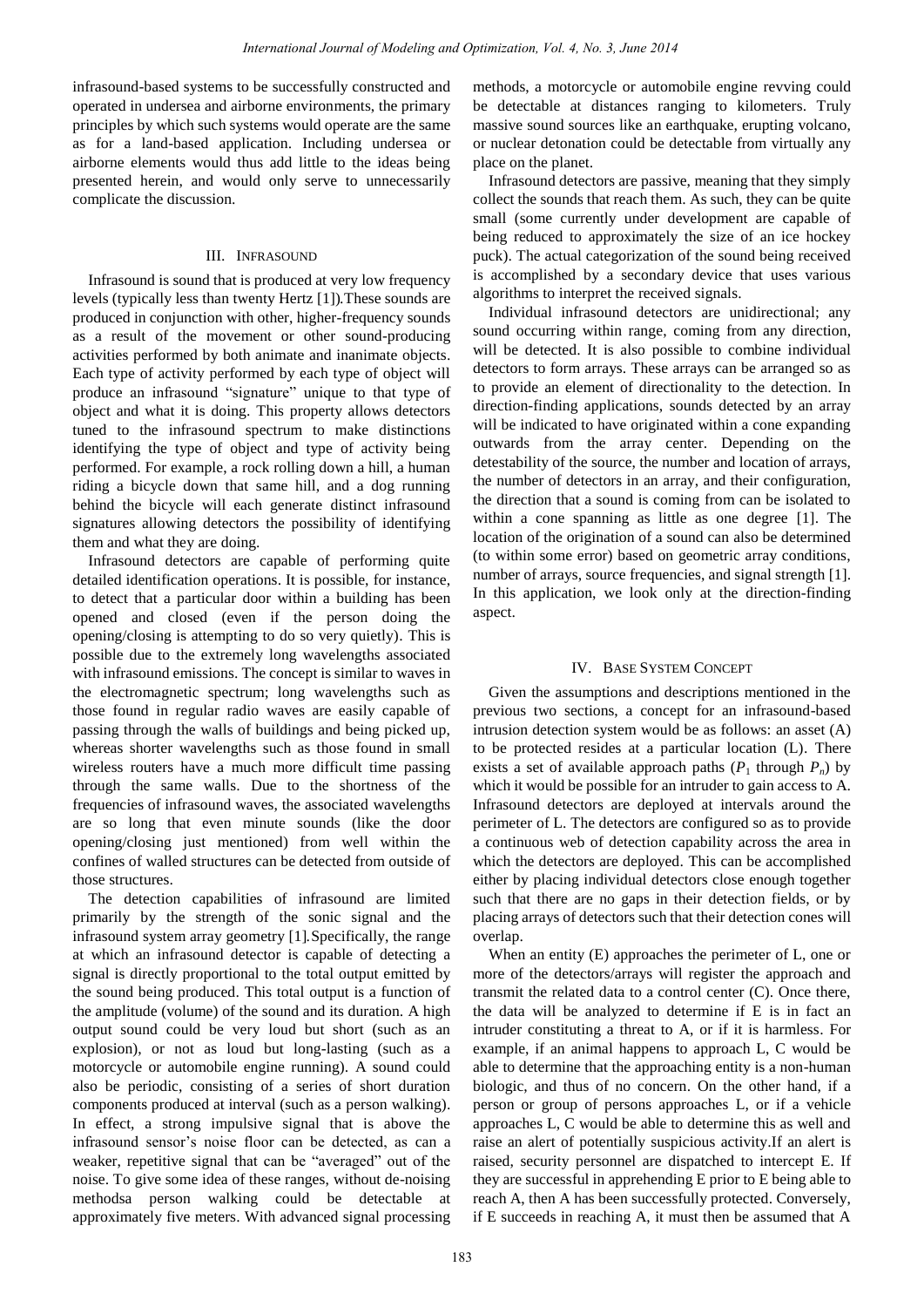infrasound-based systems to be successfully constructed and operated in undersea and airborne environments, the primary principles by which such systems would operate are the same as for a land-based application. Including undersea or airborne elements would thus add little to the ideas being presented herein, and would only serve to unnecessarily complicate the discussion.

## III. Infrasound

Infrasound is sound that is produced at very low frequency levels (typically less than twenty Hertz [1]). These sounds are produced in conjunction with other, higher-frequency sounds as a result of the movement or other sound-producing activities performed by both animate and inanimate objects. Each type of activity performed by each type of object will produce an infrasound "signature" unique to that type of object and what it is doing. This property allows detectors tuned to the infrasound spectrum to make distinctions identifying the type of object and type of activity being performed. For example, a rock rolling down a hill, a human riding a bicycle down that same hill, and a dog running behind the bicycle will each generate distinct infrasound signatures allowing detectors the possibility of identifying them and what they are doing.

Infrasound detectors are capable of performing quite detailed identification operations. It is possible, for instance, to detect that a particular door within a building has been opened and closed (even if the person doing the opening/closing is attempting to do so very quietly). This is possible due to the extremely long wavelengths associated with infrasound emissions. The concept is similar to waves in the electromagnetic spectrum; long wavelengths such as those found in regular radio waves are easily capable of passing through the walls of buildings and being picked up, whereas shorter wavelengths such as those found in small wireless routers have a much more difficult time passing through the same walls. Due to the shortness of the frequencies of infrasound waves, the associated wavelengths are so long that even minute sounds (like the door opening/closing just mentioned) from well within the confines of walled structures can be detected from outside of those structures.

The detection capabilities of infrasound are limited primarily by the strength of the sonic signal and the infrasound system array geometry [1]. Specifically, the range at which an infrasound detector is capable of detecting a signal is directly proportional to the total output emitted by the sound being produced. This total output is a function of the amplitude (volume) of the sound and its duration. A high output sound could be very loud but short (such as an explosion), or not as loud but long-lasting (such as a motorcycle or automobile engine running). A sound could also be periodic, consisting of a series of short duration components produced at interval (such as a person walking). In effect, a strong impulsive signal that is above the infrasound sensor's noise floor can be detected, as can a weaker, repetitive signal that can be "averaged" out of the noise. To give some idea of these ranges, without de-noising methodsa person walking could be detectable at approximately five meters. With advanced signal processing methods, a motorcycle or automobile engine revving could be detectable at distances ranging to kilometers. Truly massive sound sources like an earthquake, erupting volcano, or nuclear detonation could be detectable from virtually any place on the planet.

Infrasound detectors are passive, meaning that they simply collect the sounds that reach them. As such, they can be quite small (some currently under development are capable of being reduced to approximately the size of an ice hockey puck). The actual categorization of the sound being received is accomplished by a secondary device that uses various algorithms to interpret the received signals.

Individual infrasound detectors are unidirectional; any sound occurring within range, coming from any direction, will be detected. It is also possible to combine individual detectors to form arrays. These arrays can be arranged so as to provide an element of directionality to the detection. In direction-finding applications, sounds detected by an array will be indicated to have originated within a cone expanding outwards from the array center. Depending on the detestability of the source, the number and location of arrays, the number of detectors in an array, and their configuration, the direction that a sound is coming from can be isolated to within a cone spanning as little as one degree [1]. The location of the origination of a sound can also be determined (to within some error) based on geometric array conditions, number of arrays, source frequencies, and signal strength [1]. In this application, we look only at the direction-finding aspect.

## IV. Base System Concept

Given the assumptions and descriptions mentioned in the previous two sections, a concept for an infrasound-based intrusion detection system would be as follows: an asset (A) to be protected resides at a particular location (L). There exists a set of available approach paths ($P_1$ through $P_n$) by which it would be possible for an intruder to gain access to A. Infrasound detectors are deployed at intervals around the perimeter of L. The detectors are configured so as to provide a continuous web of detection capability across the area in which the detectors are deployed. This can be accomplished either by placing individual detectors close enough together such that there are no gaps in their detection fields, or by placing arrays of detectors such that their detection cones will overlap.

When an entity (E) approaches the perimeter of L, one or more of the detectors/arrays will register the approach and transmit the related data to a control center (C). Once there, the data will be analyzed to determine if E is in fact an intruder constituting a threat to A, or if it is harmless. For example, if an animal happens to approach L, C would be able to determine that the approaching entity is a non-human biologic, and thus of no concern. On the other hand, if a person or group of persons approaches L, or if a vehicle approaches L, C would be able to determine this as well and raise an alert of potentially suspicious activity.If an alert is raised, security personnel are dispatched to intercept E. If they are successful in apprehending E prior to E being able to reach A, then A has been successfully protected. Conversely, if E succeeds in reaching A, it must then be assumed that A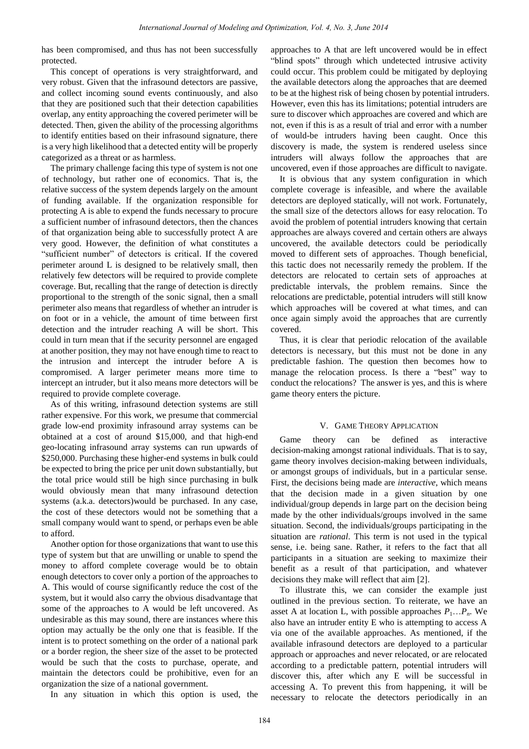has been compromised, and thus has not been successfully protected.

This concept of operations is very straightforward, and very robust. Given that the infrasound detectors are passive, and collect incoming sound events continuously, and also that they are positioned such that their detection capabilities overlap, any entity approaching the covered perimeter will be detected. Then, given the ability of the processing algorithms to identify entities based on their infrasound signature, there is a very high likelihood that a detected entity will be properly categorized as a threat or as harmless.

The primary challenge facing this type of system is not one of technology, but rather one of economics. That is, the relative success of the system depends largely on the amount of funding available. If the organization responsible for protecting A is able to expend the funds necessary to procure a sufficient number of infrasound detectors, then the chances of that organization being able to successfully protect A are very good. However, the definition of what constitutes a "sufficient number" of detectors is critical. If the covered perimeter around L is designed to be relatively small, then relatively few detectors will be required to provide complete coverage. But, recalling that the range of detection is directly proportional to the strength of the sonic signal, then a small perimeter also means that regardless of whether an intruder is on foot or in a vehicle, the amount of time between first detection and the intruder reaching A will be short. This could in turn mean that if the security personnel are engaged at another position, they may not have enough time to react to the intrusion and intercept the intruder before A is compromised. A larger perimeter means more time to intercept an intruder, but it also means more detectors will be required to provide complete coverage.

As of this writing, infrasound detection systems are still rather expensive. For this work, we presume that commercial grade low-end proximity infrasound array systems can be obtained at a cost of around $15,000, and that high-end geo-locating infrasound array systems can run upwards of $250,000. Purchasing these higher-end systems in bulk could be expected to bring the price per unit down substantially, but the total price would still be high since purchasing in bulk would obviously mean that many infrasound detection systems (a.k.a. detectors)would be purchased. In any case, the cost of these detectors would not be something that a small company would want to spend, or perhaps even be able to afford.

Another option for those organizations that want to use this type of system but that are unwilling or unable to spend the money to afford complete coverage would be to obtain enough detectors to cover only a portion of the approaches to A. This would of course significantly reduce the cost of the system, but it would also carry the obvious disadvantage that some of the approaches to A would be left uncovered. As undesirable as this may sound, there are instances where this option may actually be the only one that is feasible. If the intent is to protect something on the order of a national park or a border region, the sheer size of the asset to be protected would be such that the costs to purchase, operate, and maintain the detectors could be prohibitive, even for an organization the size of a national government.

In any situation in which this option is used, the approaches to A that are left uncovered would be in effect "blind spots" through which undetected intrusive activity could occur. This problem could be mitigated by deploying the available detectors along the approaches that are deemed to be at the highest risk of being chosen by potential intruders. However, even this has its limitations; potential intruders are sure to discover which approaches are covered and which are not, even if this is as a result of trial and error with a number of would-be intruders having been caught. Once this discovery is made, the system is rendered useless since intruders will always follow the approaches that are uncovered, even if those approaches are difficult to navigate.

It is obvious that any system configuration in which complete coverage is infeasible, and where the available detectors are deployed statically, will not work. Fortunately, the small size of the detectors allows for easy relocation. To avoid the problem of potential intruders knowing that certain approaches are always covered and certain others are always uncovered, the available detectors could be periodically moved to different sets of approaches. Though beneficial, this tactic does not necessarily remedy the problem. If the detectors are relocated to certain sets of approaches at predictable intervals, the problem remains. Since the relocations are predictable, potential intruders will still know which approaches will be covered at what times, and can once again simply avoid the approaches that are currently covered.

Thus, it is clear that periodic relocation of the available detectors is necessary, but this must not be done in any predictable fashion. The question then becomes how to manage the relocation process. Is there a "best" way to conduct the relocations? The answer is yes, and this is where game theory enters the picture.

## V. Game Theory Application

Game theory can be defined as interactive decision-making amongst rational individuals. That is to say, game theory involves decision-making between individuals, or amongst groups of individuals, but in a particular sense. First, the decisions being made are *interactive*, which means that the decision made in a given situation by one individual/group depends in large part on the decision being made by the other individuals/groups involved in the same situation. Second, the individuals/groups participating in the situation are *rational*. This term is not used in the typical sense, i.e. being sane. Rather, it refers to the fact that all participants in a situation are seeking to maximize their benefit as a result of that participation, and whatever decisions they make will reflect that aim [2].

To illustrate this, we can consider the example just outlined in the previous section. To reiterate, we have an asset A at location L, with possible approaches $P_1 \ldots P_n$. We also have an intruder entity E who is attempting to access A via one of the available approaches. As mentioned, if the available infrasound detectors are deployed to a particular approach or approaches and never relocated, or are relocated according to a predictable pattern, potential intruders will discover this, after which any E will be successful in accessing A. To prevent this from happening, it will be necessary to relocate the detectors periodically in an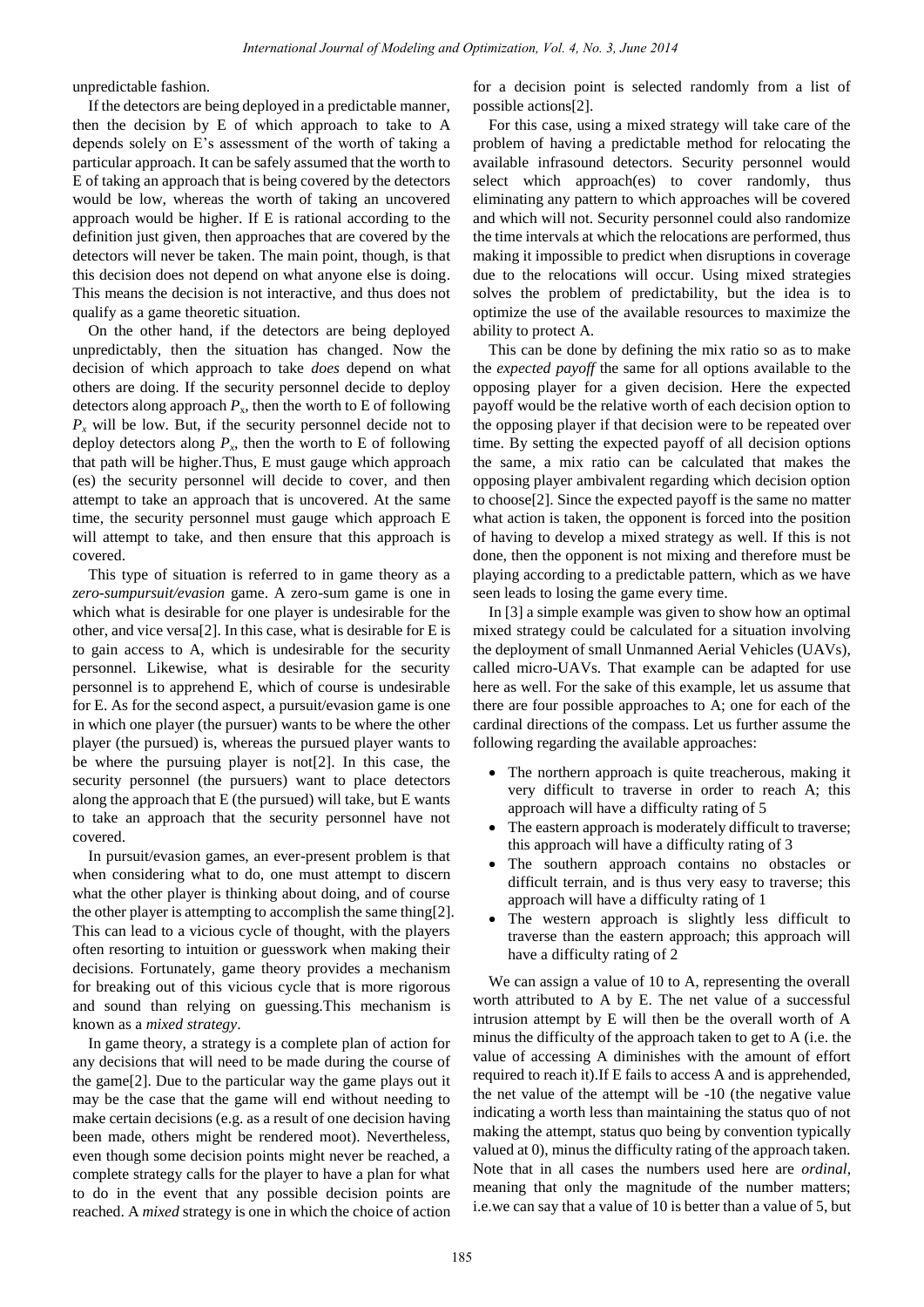unpredictable fashion.

If the detectors are being deployed in a predictable manner, then the decision by E of which approach to take to A depends solely on E's assessment of the worth of taking a particular approach. It can be safely assumed that the worth to E of taking an approach that is being covered by the detectors would be low, whereas the worth of taking an uncovered approach would be higher. If E is rational according to the definition just given, then approaches that are covered by the detectors will never be taken. The main point, though, is that this decision does not depend on what anyone else is doing. This means the decision is not interactive, and thus does not qualify as a game theoretic situation.

On the other hand, if the detectors are being deployed unpredictably, then the situation has changed. Now the decision of which approach to take *does* depend on what others are doing. If the security personnel decide to deploy detectors along approach $P_x$, then the worth to E of following $P_x$ will be low. But, if the security personnel decide not to deploy detectors along $P_x$, then the worth to E of following that path will be higher.Thus, E must gauge which approach (es) the security personnel will decide to cover, and then attempt to take an approach that is uncovered. At the same time, the security personnel must gauge which approach E will attempt to take, and then ensure that this approach is covered.

This type of situation is referred to in game theory as a *zero-sumpursuit/evasion* game. A zero-sum game is one in which what is desirable for one player is undesirable for the other, and vice versa[2]. In this case, what is desirable for E is to gain access to A, which is undesirable for the security personnel. Likewise, what is desirable for the security personnel is to apprehend E, which of course is undesirable for E. As for the second aspect, a pursuit/evasion game is one in which one player (the pursuer) wants to be where the other player (the pursued) is, whereas the pursued player wants to be where the pursuing player is not[2]. In this case, the security personnel (the pursuers) want to place detectors along the approach that E (the pursued) will take, but E wants to take an approach that the security personnel have not covered.

In pursuit/evasion games, an ever-present problem is that when considering what to do, one must attempt to discern what the other player is thinking about doing, and of course the other player is attempting to accomplish the same thing[2]. This can lead to a vicious cycle of thought, with the players often resorting to intuition or guesswork when making their decisions. Fortunately, game theory provides a mechanism for breaking out of this vicious cycle that is more rigorous and sound than relying on guessing.This mechanism is known as a *mixed strategy*.

In game theory, a strategy is a complete plan of action for any decisions that will need to be made during the course of the game[2]. Due to the particular way the game plays out it may be the case that the game will end without needing to make certain decisions (e.g. as a result of one decision having been made, others might be rendered moot). Nevertheless, even though some decision points might never be reached, a complete strategy calls for the player to have a plan for what to do in the event that any possible decision points are reached. A *mixed* strategy is one in which the choice of action for a decision point is selected randomly from a list of possible actions[2].

For this case, using a mixed strategy will take care of the problem of having a predictable method for relocating the available infrasound detectors. Security personnel would select which approach(es) to cover randomly, thus eliminating any pattern to which approaches will be covered and which will not. Security personnel could also randomize the time intervals at which the relocations are performed, thus making it impossible to predict when disruptions in coverage due to the relocations will occur. Using mixed strategies solves the problem of predictability, but the idea is to optimize the use of the available resources to maximize the ability to protect A.

This can be done by defining the mix ratio so as to make the *expected payoff* the same for all options available to the opposing player for a given decision. Here the expected payoff would be the relative worth of each decision option to the opposing player if that decision were to be repeated over time. By setting the expected payoff of all decision options the same, a mix ratio can be calculated that makes the opposing player ambivalent regarding which decision option to choose[2]. Since the expected payoff is the same no matter what action is taken, the opponent is forced into the position of having to develop a mixed strategy as well. If this is not done, then the opponent is not mixing and therefore must be playing according to a predictable pattern, which as we have seen leads to losing the game every time.

In [3] a simple example was given to show how an optimal mixed strategy could be calculated for a situation involving the deployment of small Unmanned Aerial Vehicles (UAVs), called micro-UAVs. That example can be adapted for use here as well. For the sake of this example, let us assume that there are four possible approaches to A; one for each of the cardinal directions of the compass. Let us further assume the following regarding the available approaches:

- The northern approach is quite treacherous, making it very difficult to traverse in order to reach A; this approach will have a difficulty rating of 5
- The eastern approach is moderately difficult to traverse; this approach will have a difficulty rating of 3
- The southern approach contains no obstacles or difficult terrain, and is thus very easy to traverse; this approach will have a difficulty rating of 1
- The western approach is slightly less difficult to traverse than the eastern approach; this approach will have a difficulty rating of 2

We can assign a value of 10 to A, representing the overall worth attributed to A by E. The net value of a successful intrusion attempt by E will then be the overall worth of A minus the difficulty of the approach taken to get to A (i.e. the value of accessing A diminishes with the amount of effort required to reach it).If E fails to access A and is apprehended, the net value of the attempt will be -10 (the negative value indicating a worth less than maintaining the status quo of not making the attempt, status quo being by convention typically valued at 0), minus the difficulty rating of the approach taken. Note that in all cases the numbers used here are *ordinal*, meaning that only the magnitude of the number matters; i.e.we can say that a value of 10 is better than a value of 5, but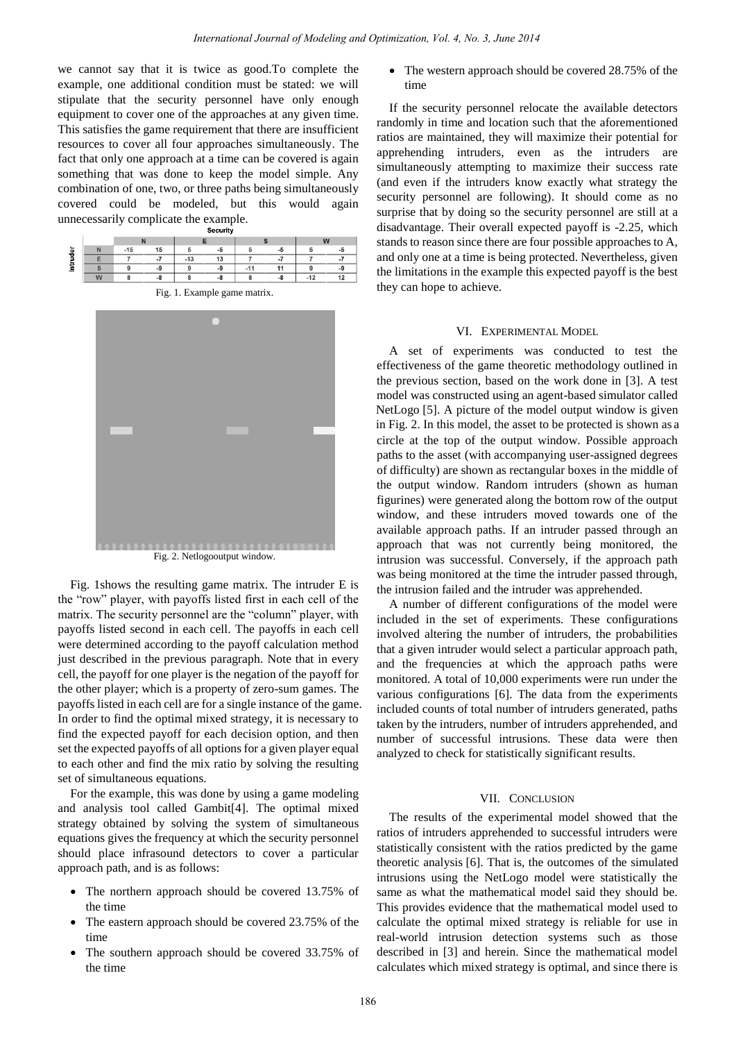we cannot say that it is twice as good.To complete the example, one additional condition must be stated: we will stipulate that the security personnel have only enough equipment to cover one of the approaches at any given time. This satisfies the game requirement that there are insufficient resources to cover all four approaches simultaneously. The fact that only one approach at a time can be covered is again something that was done to keep the model simple. Any combination of one, two, or three paths being simultaneously covered could be modeled, but this would again unnecessarily complicate the example.

| Intruder \ Security | N | | E | | S | | W | |
|---|---|---|---|---|---|---|---|---|
| N | -15 | 15 | 5 | -5 | 5 | -5 | 5 | -5 |
| E | 7 | -7 | -13 | 13 | 7 | -7 | 7 | -7 |
| S | 9 | -9 | 9 | -9 | -11 | 11 | 9 | -9 |
| W | 8 | -8 | 8 | -8 | 8 | -8 | -12 | 12 |

Fig. 1. Example game matrix.

Fig. 2. Netlogooutput window.

Fig. 1shows the resulting game matrix. The intruder E is the "row" player, with payoffs listed first in each cell of the matrix. The security personnel are the "column" player, with payoffs listed second in each cell. The payoffs in each cell were determined according to the payoff calculation method just described in the previous paragraph. Note that in every cell, the payoff for one player is the negation of the payoff for the other player; which is a property of zero-sum games. The payoffs listed in each cell are for a single instance of the game. In order to find the optimal mixed strategy, it is necessary to find the expected payoff for each decision option, and then set the expected payoffs of all options for a given player equal to each other and find the mix ratio by solving the resulting set of simultaneous equations.

For the example, this was done by using a game modeling and analysis tool called Gambit[4]. The optimal mixed strategy obtained by solving the system of simultaneous equations gives the frequency at which the security personnel should place infrasound detectors to cover a particular approach path, and is as follows:

- The northern approach should be covered 13.75% of the time
- The eastern approach should be covered 23.75% of the time
- The southern approach should be covered 33.75% of the time
- The western approach should be covered 28.75% of the time

If the security personnel relocate the available detectors randomly in time and location such that the aforementioned ratios are maintained, they will maximize their potential for apprehending intruders, even as the intruders are simultaneously attempting to maximize their success rate (and even if the intruders know exactly what strategy the security personnel are following). It should come as no surprise that by doing so the security personnel are still at a disadvantage. Their overall expected payoff is -2.25, which stands to reason since there are four possible approaches to A, and only one at a time is being protected. Nevertheless, given the limitations in the example this expected payoff is the best they can hope to achieve.

## VI. Experimental Model

A set of experiments was conducted to test the effectiveness of the game theoretic methodology outlined in the previous section, based on the work done in [3]. A test model was constructed using an agent-based simulator called NetLogo [5]. A picture of the model output window is given in Fig. 2. In this model, the asset to be protected is shown as a circle at the top of the output window. Possible approach paths to the asset (with accompanying user-assigned degrees of difficulty) are shown as rectangular boxes in the middle of the output window. Random intruders (shown as human figurines) were generated along the bottom row of the output window, and these intruders moved towards one of the available approach paths. If an intruder passed through an approach that was not currently being monitored, the intrusion was successful. Conversely, if the approach path was being monitored at the time the intruder passed through, the intrusion failed and the intruder was apprehended.

A number of different configurations of the model were included in the set of experiments. These configurations involved altering the number of intruders, the probabilities that a given intruder would select a particular approach path, and the frequencies at which the approach paths were monitored. A total of 10,000 experiments were run under the various configurations [6]. The data from the experiments included counts of total number of intruders generated, paths taken by the intruders, number of intruders apprehended, and number of successful intrusions. These data were then analyzed to check for statistically significant results.

## VII. Conclusion

The results of the experimental model showed that the ratios of intruders apprehended to successful intruders were statistically consistent with the ratios predicted by the game theoretic analysis [6]. That is, the outcomes of the simulated intrusions using the NetLogo model were statistically the same as what the mathematical model said they should be. This provides evidence that the mathematical model used to calculate the optimal mixed strategy is reliable for use in real-world intrusion detection systems such as those described in [3] and herein. Since the mathematical model calculates which mixed strategy is optimal, and since there is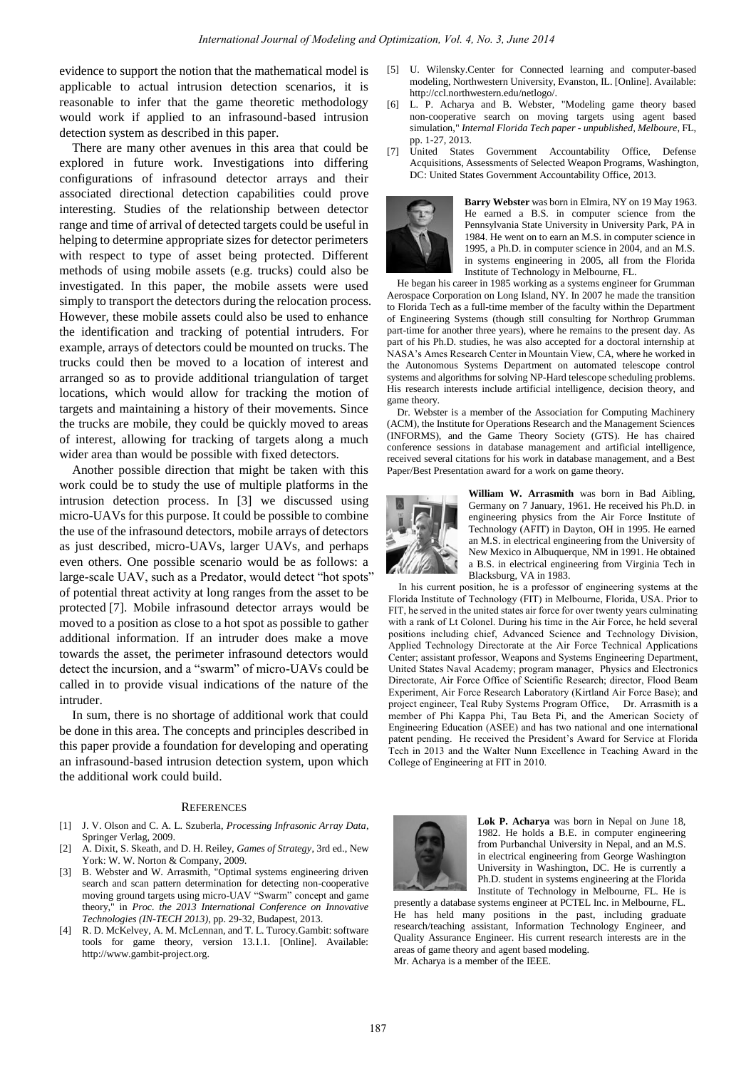evidence to support the notion that the mathematical model is applicable to actual intrusion detection scenarios, it is reasonable to infer that the game theoretic methodology would work if applied to an infrasound-based intrusion detection system as described in this paper.

There are many other avenues in this area that could be explored in future work. Investigations into differing configurations of infrasound detector arrays and their associated directional detection capabilities could prove interesting. Studies of the relationship between detector range and time of arrival of detected targets could be useful in helping to determine appropriate sizes for detector perimeters with respect to type of asset being protected. Different methods of using mobile assets (e.g. trucks) could also be investigated. In this paper, the mobile assets were used simply to transport the detectors during the relocation process. However, these mobile assets could also be used to enhance the identification and tracking of potential intruders. For example, arrays of detectors could be mounted on trucks. The trucks could then be moved to a location of interest and arranged so as to provide additional triangulation of target locations, which would allow for tracking the motion of targets and maintaining a history of their movements. Since the trucks are mobile, they could be quickly moved to areas of interest, allowing for tracking of targets along a much wider area than would be possible with fixed detectors.

Another possible direction that might be taken with this work could be to study the use of multiple platforms in the intrusion detection process. In [3] we discussed using micro-UAVs for this purpose. It could be possible to combine the use of the infrasound detectors, mobile arrays of detectors as just described, micro-UAVs, larger UAVs, and perhaps even others. One possible scenario would be as follows: a large-scale UAV, such as a Predator, would detect "hot spots" of potential threat activity at long ranges from the asset to be protected [7]. Mobile infrasound detector arrays would be moved to a position as close to a hot spot as possible to gather additional information. If an intruder does make a move towards the asset, the perimeter infrasound detectors would detect the incursion, and a "swarm" of micro-UAVs could be called in to provide visual indications of the nature of the intruder.

In sum, there is no shortage of additional work that could be done in this area. The concepts and principles described in this paper provide a foundation for developing and operating an infrasound-based intrusion detection system, upon which the additional work could build.

## References

[1] J. V. Olson and C. A. L. Szuberla, *Processing Infrasonic Array Data*, Springer Verlag, 2009.

[2] A. Dixit, S. Skeath, and D. H. Reiley, *Games of Strategy*, 3rd ed., New York: W. W. Norton & Company, 2009.

[3] B. Webster and W. Arrasmith, "Optimal systems engineering driven search and scan pattern determination for detecting non-cooperative moving ground targets using micro-UAV "Swarm" concept and game theory," in *Proc. the 2013 International Conference on Innovative Technologies (IN-TECH 2013)*, pp. 29-32, Budapest, 2013.

[4] R. D. McKelvey, A. M. McLennan, and T. L. Turocy.Gambit: software tools for game theory, version 13.1.1. [Online]. Available: http://www.gambit-project.org.

[5] U. Wilensky.Center for Connected learning and computer-based modeling, Northwestern University, Evanston, IL. [Online]. Available: http://ccl.northwestern.edu/netlogo/.

[6] L. P. Acharya and B. Webster, "Modeling game theory based non-cooperative search on moving targets using agent based simulation," *Internal Florida Tech paper - unpublished, Melbourne*, FL, pp. 1-27, 2013.

[7] United States Government Accountability Office, Defense Acquisitions, Assessments of Selected Weapon Programs, Washington, DC: United States Government Accountability Office, 2013.

**Barry Webster** was born in Elmira, NY on 19 May 1963. He earned a B.S. in computer science from the Pennsylvania State University in University Park, PA in 1984. He went on to earn an M.S. in computer science in 1995, a Ph.D. in computer science in 2004, and an M.S. in systems engineering in 2005, all from the Florida Institute of Technology in Melbourne, FL.

He began his career in 1985 working as a systems engineer for Grumman Aerospace Corporation on Long Island, NY. In 2007 he made the transition to Florida Tech as a full-time member of the faculty within the Department of Engineering Systems (though still consulting for Northrop Grumman part-time for another three years), where he remains to the present day. As part of his Ph.D. studies, he was also accepted for a doctoral internship at NASA's Ames Research Center in Mountain View, CA, where he worked in the Autonomous Systems Department on automated telescope control systems and algorithms for solving NP-Hard telescope scheduling problems. His research interests include artificial intelligence, decision theory, and game theory.

Dr. Webster is a member of the Association for Computing Machinery (ACM), the Institute for Operations Research and the Management Sciences (INFORMS), and the Game Theory Society (GTS). He has chaired conference sessions in database management and artificial intelligence, received several citations for his work in database management, and a Best Paper/Best Presentation award for a work on game theory.

**William W. Arrasmith** was born in Bad Aibling, Germany on 7 January, 1961. He received his Ph.D. in engineering physics from the Air Force Institute of Technology (AFIT) in Dayton, OH in 1995. He earned an M.S. in electrical engineering from the University of New Mexico in Albuquerque, NM in 1991. He obtained a B.S. in electrical engineering from Virginia Tech in Blacksburg, VA in 1983.

In his current position, he is a professor of engineering systems at the Florida Institute of Technology (FIT) in Melbourne, Florida, USA. Prior to FIT, he served in the united states air force for over twenty years culminating with a rank of Lt Colonel. During his time in the Air Force, he held several positions including chief, Advanced Science and Technology Division, Applied Technology Directorate at the Air Force Technical Applications Center; assistant professor, Weapons and Systems Engineering Department, United States Naval Academy; program manager, Physics and Electronics Directorate, Air Force Office of Scientific Research; director, Flood Beam Experiment, Air Force Research Laboratory (Kirtland Air Force Base); and project engineer, Teal Ruby Systems Program Office, Dr. Arrasmith is a member of Phi Kappa Phi, Tau Beta Pi, and the American Society of Engineering Education (ASEE) and has two national and one international patent pending. He received the President's Award for Service at Florida Tech in 2013 and the Walter Nunn Excellence in Teaching Award in the College of Engineering at FIT in 2010.

**Lok P. Acharya** was born in Nepal on June 18, 1982. He holds a B.E. in computer engineering from Purbanchal University in Nepal, and an M.S. in electrical engineering from George Washington University in Washington, DC. He is currently a Ph.D. student in systems engineering at the Florida Institute of Technology in Melbourne, FL. He is presently a database systems engineer at PCTEL Inc. in Melbourne, FL. He has held many positions in the past, including graduate research/teaching assistant, Information Technology Engineer, and Quality Assurance Engineer. His current research interests are in the areas of game theory and agent based modeling.

Mr. Acharya is a member of the IEEE.